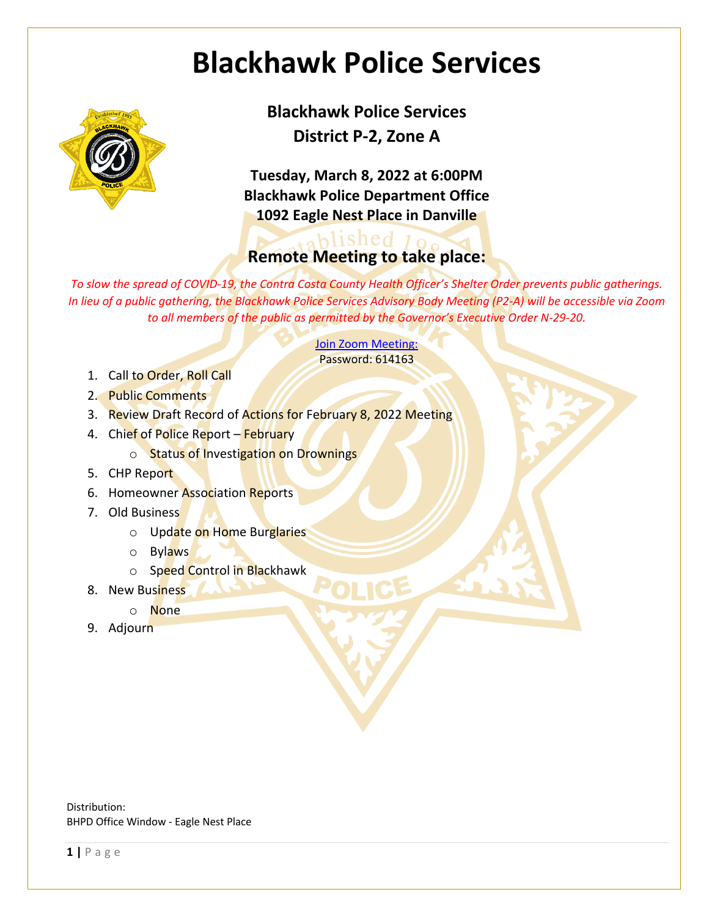# Blackhawk Police Services

**Blackhawk Police Services**
**District P-2, Zone A**

**Tuesday, March 8, 2022 at 6:00PM**
**Blackhawk Police Department Office**
**1092 Eagle Nest Place in Danville**

## Remote Meeting to take place:

*To slow the spread of COVID-19, the Contra Costa County Health Officer's Shelter Order prevents public gatherings. In lieu of a public gathering, the Blackhawk Police Services Advisory Body Meeting (P2-A) will be accessible via Zoom to all members of the public as permitted by the Governor's Executive Order N-29-20.*

Join Zoom Meeting:
Password: 614163

1. Call to Order, Roll Call
2. Public Comments
3. Review Draft Record of Actions for February 8, 2022 Meeting
4. Chief of Police Report – February
   - Status of Investigation on Drownings
5. CHP Report
6. Homeowner Association Reports
7. Old Business
   - Update on Home Burglaries
   - Bylaws
   - Speed Control in Blackhawk
8. New Business
   - None
9. Adjourn

Distribution:
BHPD Office Window - Eagle Nest Place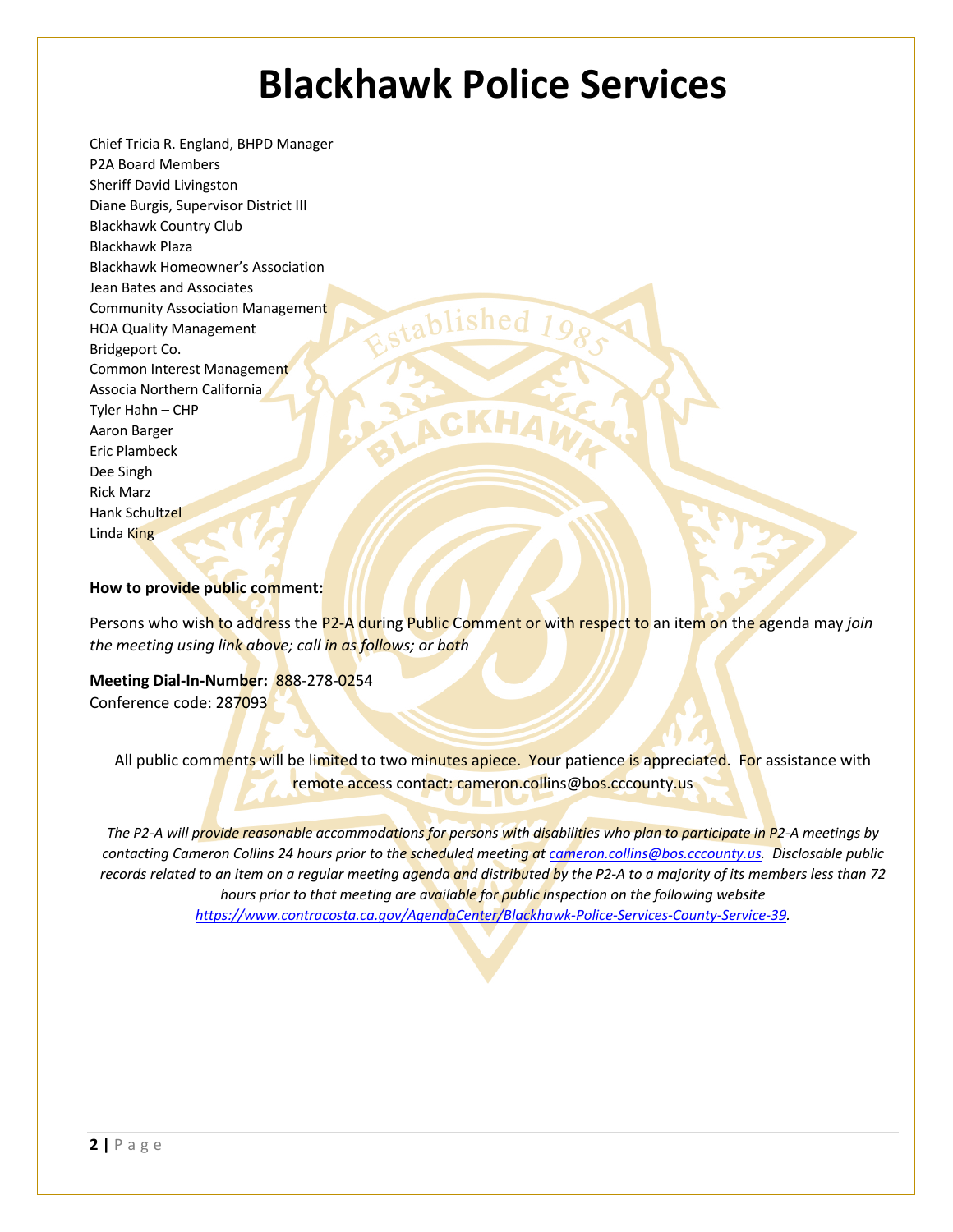# Blackhawk Police Services

Chief Tricia R. England, BHPD Manager
P2A Board Members
Sheriff David Livingston
Diane Burgis, Supervisor District III
Blackhawk Country Club
Blackhawk Plaza
Blackhawk Homeowner's Association
Jean Bates and Associates
Community Association Management
HOA Quality Management
Bridgeport Co.
Common Interest Management
Associa Northern California
Tyler Hahn – CHP
Aaron Barger
Eric Plambeck
Dee Singh
Rick Marz
Hank Schultzel
Linda King

**How to provide public comment:**

Persons who wish to address the P2-A during Public Comment or with respect to an item on the agenda may *join the meeting using link above; call in as follows; or both*

**Meeting Dial-In-Number:** 888-278-0254
Conference code: 287093

All public comments will be limited to two minutes apiece. Your patience is appreciated. For assistance with remote access contact: cameron.collins@bos.cccounty.us

*The P2-A will provide reasonable accommodations for persons with disabilities who plan to participate in P2-A meetings by contacting Cameron Collins 24 hours prior to the scheduled meeting at cameron.collins@bos.cccounty.us. Disclosable public records related to an item on a regular meeting agenda and distributed by the P2-A to a majority of its members less than 72 hours prior to that meeting are available for public inspection on the following website https://www.contracosta.ca.gov/AgendaCenter/Blackhawk-Police-Services-County-Service-39.*